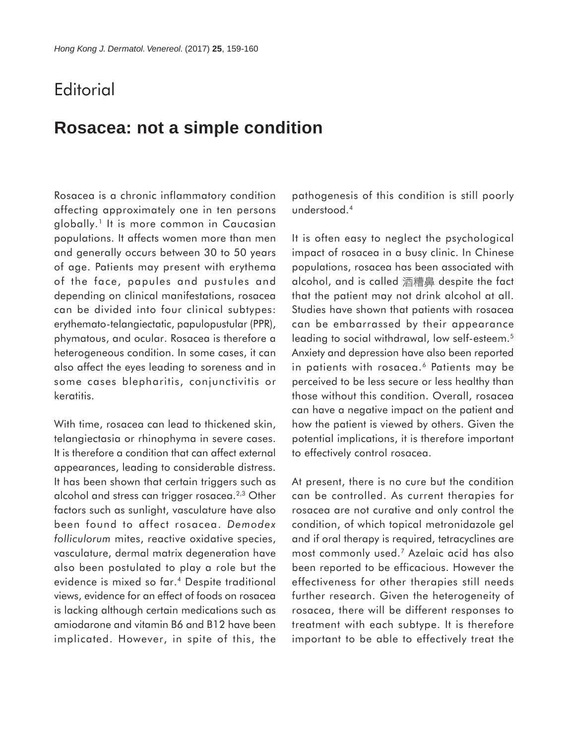# Editorial

## Rosacea: not a simple condition

Rosacea is a chronic inflammatory condition affecting approximately one in ten persons globally.[1] It is more common in Caucasian populations. It affects women more than men and generally occurs between 30 to 50 years of age. Patients may present with erythema of the face, papules and pustules and depending on clinical manifestations, rosacea can be divided into four clinical subtypes: erythemato-telangiectatic, papulopustular (PPR), phymatous, and ocular. Rosacea is therefore a heterogeneous condition. In some cases, it can also affect the eyes leading to soreness and in some cases blepharitis, conjunctivitis or keratitis.

With time, rosacea can lead to thickened skin, telangiectasia or rhinophyma in severe cases. It is therefore a condition that can affect external appearances, leading to considerable distress. It has been shown that certain triggers such as alcohol and stress can trigger rosacea.[2,3] Other factors such as sunlight, vasculature have also been found to affect rosacea. *Demodex folliculorum* mites, reactive oxidative species, vasculature, dermal matrix degeneration have also been postulated to play a role but the evidence is mixed so far.[4] Despite traditional views, evidence for an effect of foods on rosacea is lacking although certain medications such as amiodarone and vitamin B6 and B12 have been implicated. However, in spite of this, the pathogenesis of this condition is still poorly understood.[4]

It is often easy to neglect the psychological impact of rosacea in a busy clinic. In Chinese populations, rosacea has been associated with alcohol, and is called 酒糟鼻 despite the fact that the patient may not drink alcohol at all. Studies have shown that patients with rosacea can be embarrassed by their appearance leading to social withdrawal, low self-esteem.[5] Anxiety and depression have also been reported in patients with rosacea.[6] Patients may be perceived to be less secure or less healthy than those without this condition. Overall, rosacea can have a negative impact on the patient and how the patient is viewed by others. Given the potential implications, it is therefore important to effectively control rosacea.

At present, there is no cure but the condition can be controlled. As current therapies for rosacea are not curative and only control the condition, of which topical metronidazole gel and if oral therapy is required, tetracyclines are most commonly used.[7] Azelaic acid has also been reported to be efficacious. However the effectiveness for other therapies still needs further research. Given the heterogeneity of rosacea, there will be different responses to treatment with each subtype. It is therefore important to be able to effectively treat the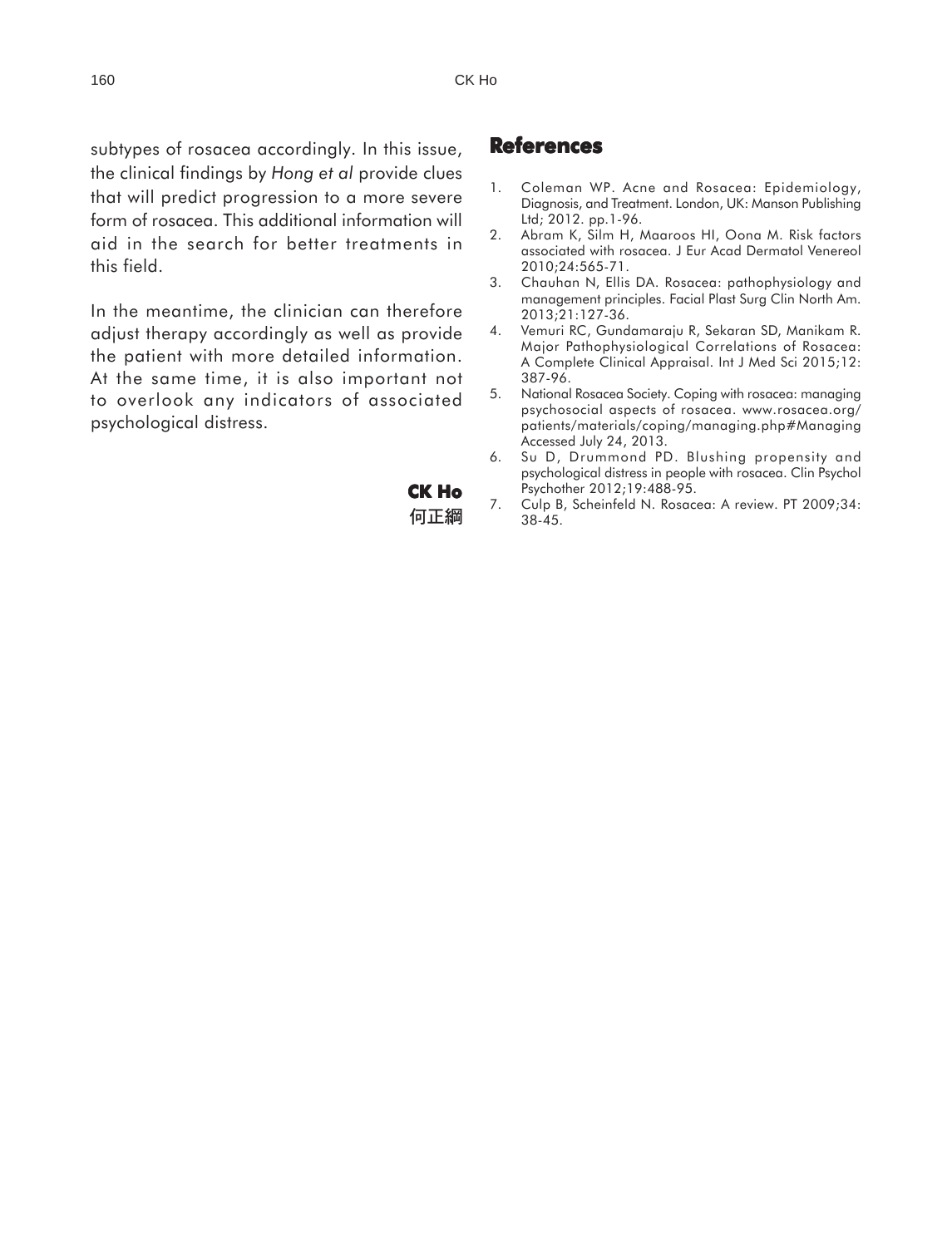subtypes of rosacea accordingly. In this issue, the clinical findings by *Hong et al* provide clues that will predict progression to a more severe form of rosacea. This additional information will aid in the search for better treatments in this field.

In the meantime, the clinician can therefore adjust therapy accordingly as well as provide the patient with more detailed information. At the same time, it is also important not to overlook any indicators of associated psychological distress.

**CK Ho**
**何正綱**

## References

1. Coleman WP. Acne and Rosacea: Epidemiology, Diagnosis, and Treatment. London, UK: Manson Publishing Ltd; 2012. pp.1-96.
2. Abram K, Silm H, Maaroos HI, Oona M. Risk factors associated with rosacea. J Eur Acad Dermatol Venereol 2010;24:565-71.
3. Chauhan N, Ellis DA. Rosacea: pathophysiology and management principles. Facial Plast Surg Clin North Am. 2013;21:127-36.
4. Vemuri RC, Gundamaraju R, Sekaran SD, Manikam R. Major Pathophysiological Correlations of Rosacea: A Complete Clinical Appraisal. Int J Med Sci 2015;12: 387-96.
5. National Rosacea Society. Coping with rosacea: managing psychosocial aspects of rosacea. www.rosacea.org/patients/materials/coping/managing.php#Managing Accessed July 24, 2013.
6. Su D, Drummond PD. Blushing propensity and psychological distress in people with rosacea. Clin Psychol Psychother 2012;19:488-95.
7. Culp B, Scheinfeld N. Rosacea: A review. PT 2009;34: 38-45.